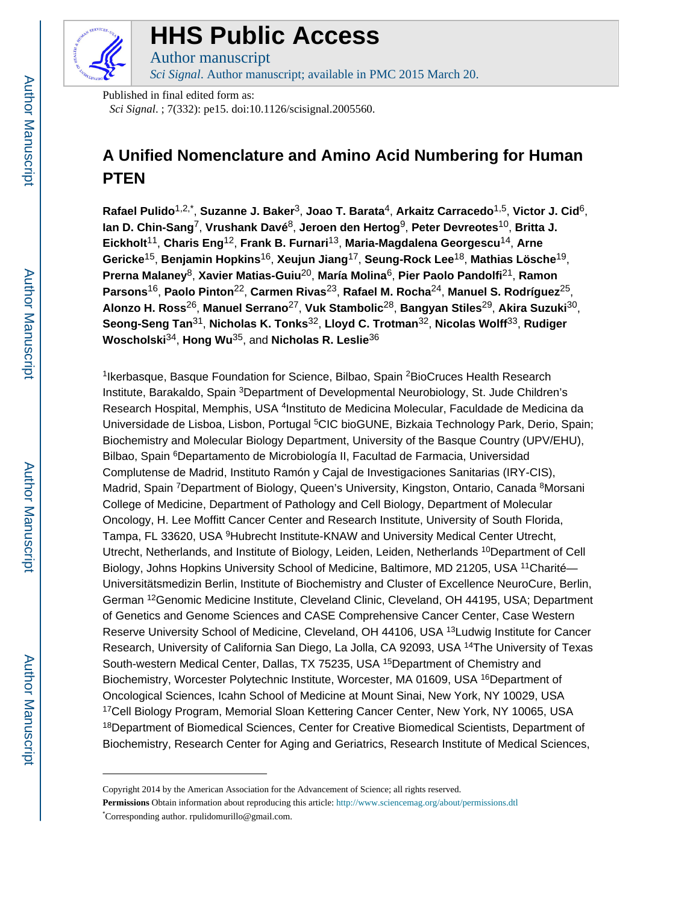# HHS Public Access

Author manuscript

*Sci Signal*. Author manuscript; available in PMC 2015 March 20.

Published in final edited form as:

*Sci Signal*. ; 7(332): pe15. doi:10.1126/scisignal.2005560.

# A Unified Nomenclature and Amino Acid Numbering for Human PTEN

**Rafael Pulido**[1,2,*], **Suzanne J. Baker**[3], **Joao T. Barata**[4], **Arkaitz Carracedo**[1,5], **Victor J. Cid**[6], **Ian D. Chin-Sang**[7], **Vrushank Davé**[8], **Jeroen den Hertog**[9], **Peter Devreotes**[10], **Britta J. Eickholt**[11], **Charis Eng**[12], **Frank B. Furnari**[13], **Maria-Magdalena Georgescu**[14], **Arne Gericke**[15], **Benjamin Hopkins**[16], **Xeujun Jiang**[17], **Seung-Rock Lee**[18], **Mathias Lösche**[19], **Prerna Malaney**[8], **Xavier Matias-Guiu**[20], **María Molina**[6], **Pier Paolo Pandolfi**[21], **Ramon Parsons**[16], **Paolo Pinton**[22], **Carmen Rivas**[23], **Rafael M. Rocha**[24], **Manuel S. Rodríguez**[25], **Alonzo H. Ross**[26], **Manuel Serrano**[27], **Vuk Stambolic**[28], **Bangyan Stiles**[29], **Akira Suzuki**[30], **Seong-Seng Tan**[31], **Nicholas K. Tonks**[32], **Lloyd C. Trotman**[32], **Nicolas Wolff**[33], **Rudiger Woscholski**[34], **Hong Wu**[35], and **Nicholas R. Leslie**[36]

[1]Ikerbasque, Basque Foundation for Science, Bilbao, Spain [2]BioCruces Health Research Institute, Barakaldo, Spain [3]Department of Developmental Neurobiology, St. Jude Children's Research Hospital, Memphis, USA [4]Instituto de Medicina Molecular, Faculdade de Medicina da Universidade de Lisboa, Lisbon, Portugal [5]CIC bioGUNE, Bizkaia Technology Park, Derio, Spain; Biochemistry and Molecular Biology Department, University of the Basque Country (UPV/EHU), Bilbao, Spain [6]Departamento de Microbiología II, Facultad de Farmacia, Universidad Complutense de Madrid, Instituto Ramón y Cajal de Investigaciones Sanitarias (IRY-CIS), Madrid, Spain [7]Department of Biology, Queen's University, Kingston, Ontario, Canada [8]Morsani College of Medicine, Department of Pathology and Cell Biology, Department of Molecular Oncology, H. Lee Moffitt Cancer Center and Research Institute, University of South Florida, Tampa, FL 33620, USA [9]Hubrecht Institute-KNAW and University Medical Center Utrecht, Utrecht, Netherlands, and Institute of Biology, Leiden, Leiden, Netherlands [10]Department of Cell Biology, Johns Hopkins University School of Medicine, Baltimore, MD 21205, USA [11]Charité—Universitätsmedizin Berlin, Institute of Biochemistry and Cluster of Excellence NeuroCure, Berlin, German [12]Genomic Medicine Institute, Cleveland Clinic, Cleveland, OH 44195, USA; Department of Genetics and Genome Sciences and CASE Comprehensive Cancer Center, Case Western Reserve University School of Medicine, Cleveland, OH 44106, USA [13]Ludwig Institute for Cancer Research, University of California San Diego, La Jolla, CA 92093, USA [14]The University of Texas South-western Medical Center, Dallas, TX 75235, USA [15]Department of Chemistry and Biochemistry, Worcester Polytechnic Institute, Worcester, MA 01609, USA [16]Department of Oncological Sciences, Icahn School of Medicine at Mount Sinai, New York, NY 10029, USA [17]Cell Biology Program, Memorial Sloan Kettering Cancer Center, New York, NY 10065, USA [18]Department of Biomedical Sciences, Center for Creative Biomedical Scientists, Department of Biochemistry, Research Center for Aging and Geriatrics, Research Institute of Medical Sciences,

Copyright 2014 by the American Association for the Advancement of Science; all rights reserved.

**Permissions** Obtain information about reproducing this article: http://www.sciencemag.org/about/permissions.dtl

*Corresponding author. rpulidomurillo@gmail.com.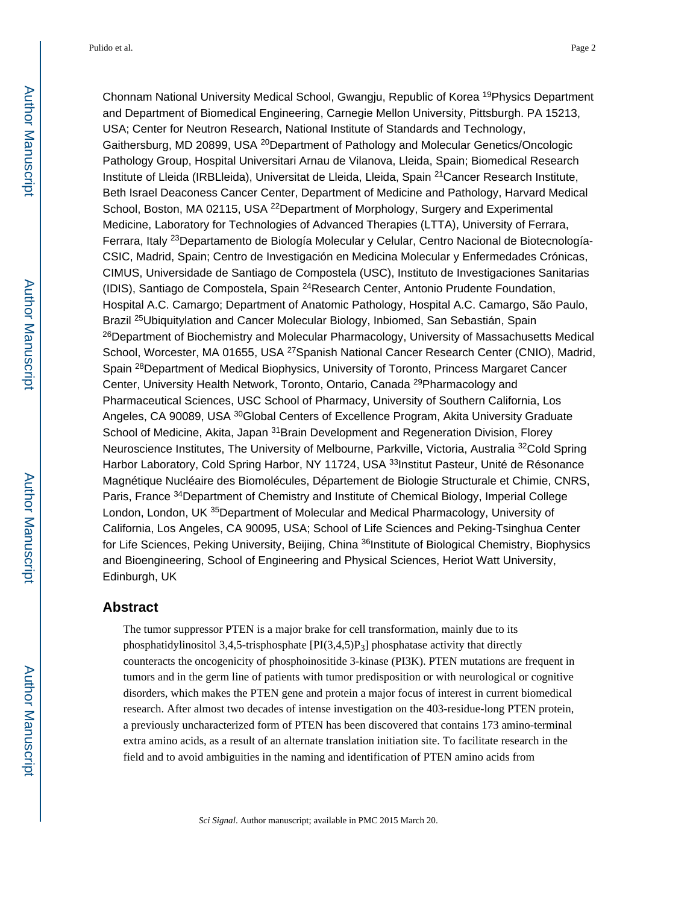Chonnam National University Medical School, Gwangju, Republic of Korea [19]Physics Department and Department of Biomedical Engineering, Carnegie Mellon University, Pittsburgh. PA 15213, USA; Center for Neutron Research, National Institute of Standards and Technology, Gaithersburg, MD 20899, USA [20]Department of Pathology and Molecular Genetics/Oncologic Pathology Group, Hospital Universitari Arnau de Vilanova, Lleida, Spain; Biomedical Research Institute of Lleida (IRBLleida), Universitat de Lleida, Lleida, Spain [21]Cancer Research Institute, Beth Israel Deaconess Cancer Center, Department of Medicine and Pathology, Harvard Medical School, Boston, MA 02115, USA [22]Department of Morphology, Surgery and Experimental Medicine, Laboratory for Technologies of Advanced Therapies (LTTA), University of Ferrara, Ferrara, Italy [23]Departamento de Biología Molecular y Celular, Centro Nacional de Biotecnología-CSIC, Madrid, Spain; Centro de Investigación en Medicina Molecular y Enfermedades Crónicas, CIMUS, Universidade de Santiago de Compostela (USC), Instituto de Investigaciones Sanitarias (IDIS), Santiago de Compostela, Spain [24]Research Center, Antonio Prudente Foundation, Hospital A.C. Camargo; Department of Anatomic Pathology, Hospital A.C. Camargo, São Paulo, Brazil [25]Ubiquitylation and Cancer Molecular Biology, Inbiomed, San Sebastián, Spain [26]Department of Biochemistry and Molecular Pharmacology, University of Massachusetts Medical School, Worcester, MA 01655, USA [27]Spanish National Cancer Research Center (CNIO), Madrid, Spain [28]Department of Medical Biophysics, University of Toronto, Princess Margaret Cancer Center, University Health Network, Toronto, Ontario, Canada [29]Pharmacology and Pharmaceutical Sciences, USC School of Pharmacy, University of Southern California, Los Angeles, CA 90089, USA [30]Global Centers of Excellence Program, Akita University Graduate School of Medicine, Akita, Japan [31]Brain Development and Regeneration Division, Florey Neuroscience Institutes, The University of Melbourne, Parkville, Victoria, Australia [32]Cold Spring Harbor Laboratory, Cold Spring Harbor, NY 11724, USA [33]Institut Pasteur, Unité de Résonance Magnétique Nucléaire des Biomolécules, Département de Biologie Structurale et Chimie, CNRS, Paris, France [34]Department of Chemistry and Institute of Chemical Biology, Imperial College London, London, UK [35]Department of Molecular and Medical Pharmacology, University of California, Los Angeles, CA 90095, USA; School of Life Sciences and Peking-Tsinghua Center for Life Sciences, Peking University, Beijing, China [36]Institute of Biological Chemistry, Biophysics and Bioengineering, School of Engineering and Physical Sciences, Heriot Watt University, Edinburgh, UK

## Abstract

The tumor suppressor PTEN is a major brake for cell transformation, mainly due to its phosphatidylinositol 3,4,5-trisphosphate [PI(3,4,5)$P_3$] phosphatase activity that directly counteracts the oncogenicity of phosphoinositide 3-kinase (PI3K). PTEN mutations are frequent in tumors and in the germ line of patients with tumor predisposition or with neurological or cognitive disorders, which makes the PTEN gene and protein a major focus of interest in current biomedical research. After almost two decades of intense investigation on the 403-residue-long PTEN protein, a previously uncharacterized form of PTEN has been discovered that contains 173 amino-terminal extra amino acids, as a result of an alternate translation initiation site. To facilitate research in the field and to avoid ambiguities in the naming and identification of PTEN amino acids from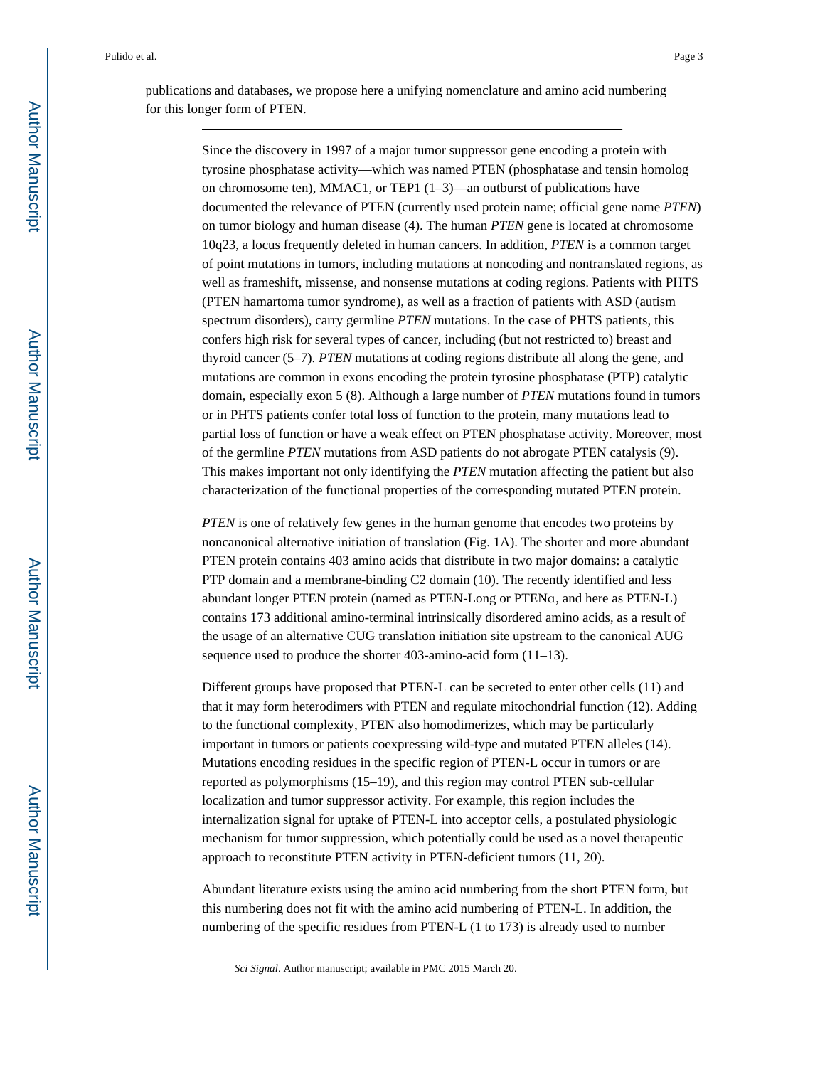publications and databases, we propose here a unifying nomenclature and amino acid numbering for this longer form of PTEN.

---

Since the discovery in 1997 of a major tumor suppressor gene encoding a protein with tyrosine phosphatase activity—which was named PTEN (phosphatase and tensin homolog on chromosome ten), MMAC1, or TEP1 (1–3)—an outburst of publications have documented the relevance of PTEN (currently used protein name; official gene name *PTEN*) on tumor biology and human disease (4). The human *PTEN* gene is located at chromosome 10q23, a locus frequently deleted in human cancers. In addition, *PTEN* is a common target of point mutations in tumors, including mutations at noncoding and nontranslated regions, as well as frameshift, missense, and nonsense mutations at coding regions. Patients with PHTS (PTEN hamartoma tumor syndrome), as well as a fraction of patients with ASD (autism spectrum disorders), carry germline *PTEN* mutations. In the case of PHTS patients, this confers high risk for several types of cancer, including (but not restricted to) breast and thyroid cancer (5–7). *PTEN* mutations at coding regions distribute all along the gene, and mutations are common in exons encoding the protein tyrosine phosphatase (PTP) catalytic domain, especially exon 5 (8). Although a large number of *PTEN* mutations found in tumors or in PHTS patients confer total loss of function to the protein, many mutations lead to partial loss of function or have a weak effect on PTEN phosphatase activity. Moreover, most of the germline *PTEN* mutations from ASD patients do not abrogate PTEN catalysis (9). This makes important not only identifying the *PTEN* mutation affecting the patient but also characterization of the functional properties of the corresponding mutated PTEN protein.

*PTEN* is one of relatively few genes in the human genome that encodes two proteins by noncanonical alternative initiation of translation (Fig. 1A). The shorter and more abundant PTEN protein contains 403 amino acids that distribute in two major domains: a catalytic PTP domain and a membrane-binding C2 domain (10). The recently identified and less abundant longer PTEN protein (named as PTEN-Long or PTENα, and here as PTEN-L) contains 173 additional amino-terminal intrinsically disordered amino acids, as a result of the usage of an alternative CUG translation initiation site upstream to the canonical AUG sequence used to produce the shorter 403-amino-acid form (11–13).

Different groups have proposed that PTEN-L can be secreted to enter other cells (11) and that it may form heterodimers with PTEN and regulate mitochondrial function (12). Adding to the functional complexity, PTEN also homodimerizes, which may be particularly important in tumors or patients coexpressing wild-type and mutated PTEN alleles (14). Mutations encoding residues in the specific region of PTEN-L occur in tumors or are reported as polymorphisms (15–19), and this region may control PTEN sub-cellular localization and tumor suppressor activity. For example, this region includes the internalization signal for uptake of PTEN-L into acceptor cells, a postulated physiologic mechanism for tumor suppression, which potentially could be used as a novel therapeutic approach to reconstitute PTEN activity in PTEN-deficient tumors (11, 20).

Abundant literature exists using the amino acid numbering from the short PTEN form, but this numbering does not fit with the amino acid numbering of PTEN-L. In addition, the numbering of the specific residues from PTEN-L (1 to 173) is already used to number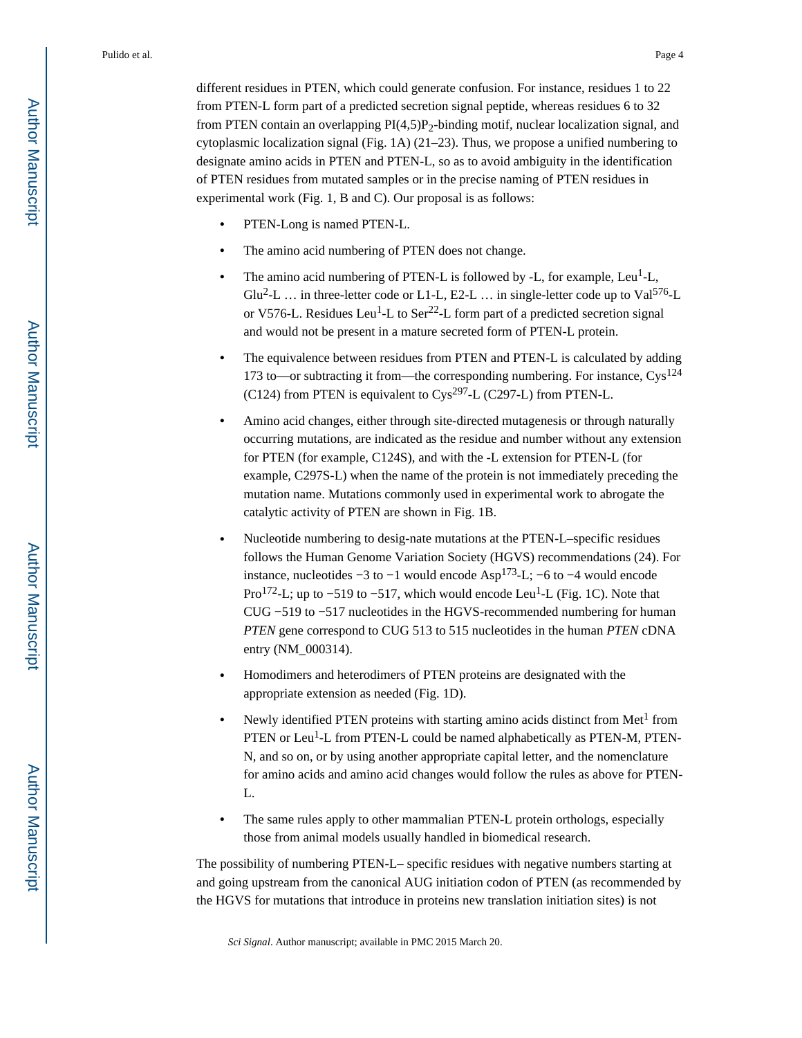different residues in PTEN, which could generate confusion. For instance, residues 1 to 22 from PTEN-L form part of a predicted secretion signal peptide, whereas residues 6 to 32 from PTEN contain an overlapping $PI(4,5)P_2$-binding motif, nuclear localization signal, and cytoplasmic localization signal (Fig. 1A) (21–23). Thus, we propose a unified numbering to designate amino acids in PTEN and PTEN-L, so as to avoid ambiguity in the identification of PTEN residues from mutated samples or in the precise naming of PTEN residues in experimental work (Fig. 1, B and C). Our proposal is as follows:

- PTEN-Long is named PTEN-L.
- The amino acid numbering of PTEN does not change.
- The amino acid numbering of PTEN-L is followed by -L, for example, $Leu^{1}$-L, $Glu^{2}$-L … in three-letter code or L1-L, E2-L … in single-letter code up to $Val^{576}$-L or V576-L. Residues $Leu^{1}$-L to $Ser^{22}$-L form part of a predicted secretion signal and would not be present in a mature secreted form of PTEN-L protein.
- The equivalence between residues from PTEN and PTEN-L is calculated by adding 173 to—or subtracting it from—the corresponding numbering. For instance, $Cys^{124}$ (C124) from PTEN is equivalent to $Cys^{297}$-L (C297-L) from PTEN-L.
- Amino acid changes, either through site-directed mutagenesis or through naturally occurring mutations, are indicated as the residue and number without any extension for PTEN (for example, C124S), and with the -L extension for PTEN-L (for example, C297S-L) when the name of the protein is not immediately preceding the mutation name. Mutations commonly used in experimental work to abrogate the catalytic activity of PTEN are shown in Fig. 1B.
- Nucleotide numbering to desig-nate mutations at the PTEN-L–specific residues follows the Human Genome Variation Society (HGVS) recommendations (24). For instance, nucleotides −3 to −1 would encode $Asp^{173}$-L; −6 to −4 would encode $Pro^{172}$-L; up to −519 to −517, which would encode $Leu^{1}$-L (Fig. 1C). Note that CUG −519 to −517 nucleotides in the HGVS-recommended numbering for human *PTEN* gene correspond to CUG 513 to 515 nucleotides in the human *PTEN* cDNA entry (NM_000314).
- Homodimers and heterodimers of PTEN proteins are designated with the appropriate extension as needed (Fig. 1D).
- Newly identified PTEN proteins with starting amino acids distinct from $Met^{1}$ from PTEN or $Leu^{1}$-L from PTEN-L could be named alphabetically as PTEN-M, PTEN-N, and so on, or by using another appropriate capital letter, and the nomenclature for amino acids and amino acid changes would follow the rules as above for PTEN-L.
- The same rules apply to other mammalian PTEN-L protein orthologs, especially those from animal models usually handled in biomedical research.

The possibility of numbering PTEN-L– specific residues with negative numbers starting at and going upstream from the canonical AUG initiation codon of PTEN (as recommended by the HGVS for mutations that introduce in proteins new translation initiation sites) is not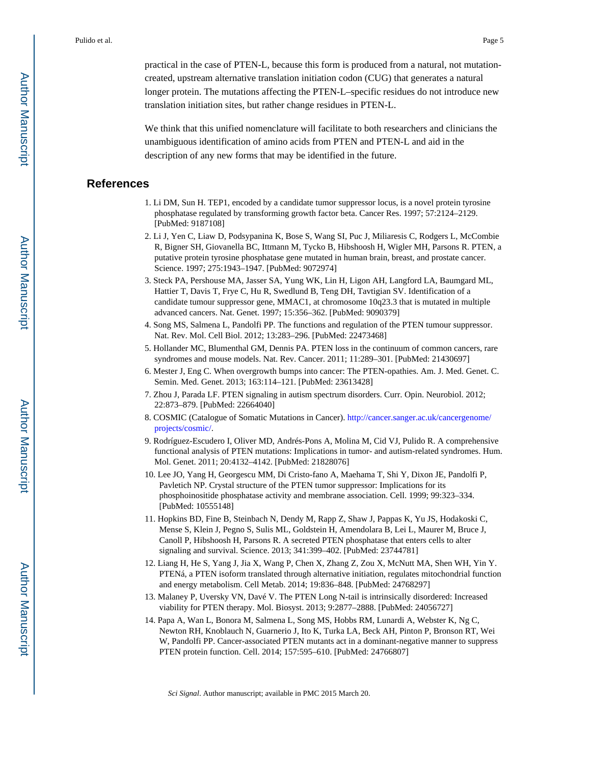practical in the case of PTEN-L, because this form is produced from a natural, not mutation-created, upstream alternative translation initiation codon (CUG) that generates a natural longer protein. The mutations affecting the PTEN-L–specific residues do not introduce new translation initiation sites, but rather change residues in PTEN-L.

We think that this unified nomenclature will facilitate to both researchers and clinicians the unambiguous identification of amino acids from PTEN and PTEN-L and aid in the description of any new forms that may be identified in the future.

## References

1. Li DM, Sun H. TEP1, encoded by a candidate tumor suppressor locus, is a novel protein tyrosine phosphatase regulated by transforming growth factor beta. Cancer Res. 1997; 57:2124–2129. [PubMed: 9187108]
2. Li J, Yen C, Liaw D, Podsypanina K, Bose S, Wang SI, Puc J, Miliaresis C, Rodgers L, McCombie R, Bigner SH, Giovanella BC, Ittmann M, Tycko B, Hibshoosh H, Wigler MH, Parsons R. PTEN, a putative protein tyrosine phosphatase gene mutated in human brain, breast, and prostate cancer. Science. 1997; 275:1943–1947. [PubMed: 9072974]
3. Steck PA, Pershouse MA, Jasser SA, Yung WK, Lin H, Ligon AH, Langford LA, Baumgard ML, Hattier T, Davis T, Frye C, Hu R, Swedlund B, Teng DH, Tavtigian SV. Identification of a candidate tumour suppressor gene, MMAC1, at chromosome 10q23.3 that is mutated in multiple advanced cancers. Nat. Genet. 1997; 15:356–362. [PubMed: 9090379]
4. Song MS, Salmena L, Pandolfi PP. The functions and regulation of the PTEN tumour suppressor. Nat. Rev. Mol. Cell Biol. 2012; 13:283–296. [PubMed: 22473468]
5. Hollander MC, Blumenthal GM, Dennis PA. PTEN loss in the continuum of common cancers, rare syndromes and mouse models. Nat. Rev. Cancer. 2011; 11:289–301. [PubMed: 21430697]
6. Mester J, Eng C. When overgrowth bumps into cancer: The PTEN-opathies. Am. J. Med. Genet. C. Semin. Med. Genet. 2013; 163:114–121. [PubMed: 23613428]
7. Zhou J, Parada LF. PTEN signaling in autism spectrum disorders. Curr. Opin. Neurobiol. 2012; 22:873–879. [PubMed: 22664040]
8. COSMIC (Catalogue of Somatic Mutations in Cancer). http://cancer.sanger.ac.uk/cancergenome/projects/cosmic/.
9. Rodríguez-Escudero I, Oliver MD, Andrés-Pons A, Molina M, Cid VJ, Pulido R. A comprehensive functional analysis of PTEN mutations: Implications in tumor- and autism-related syndromes. Hum. Mol. Genet. 2011; 20:4132–4142. [PubMed: 21828076]
10. Lee JO, Yang H, Georgescu MM, Di Cristo-fano A, Maehama T, Shi Y, Dixon JE, Pandolfi P, Pavletich NP. Crystal structure of the PTEN tumor suppressor: Implications for its phosphoinositide phosphatase activity and membrane association. Cell. 1999; 99:323–334. [PubMed: 10555148]
11. Hopkins BD, Fine B, Steinbach N, Dendy M, Rapp Z, Shaw J, Pappas K, Yu JS, Hodakoski C, Mense S, Klein J, Pegno S, Sulis ML, Goldstein H, Amendolara B, Lei L, Maurer M, Bruce J, Canoll P, Hibshoosh H, Parsons R. A secreted PTEN phosphatase that enters cells to alter signaling and survival. Science. 2013; 341:399–402. [PubMed: 23744781]
12. Liang H, He S, Yang J, Jia X, Wang P, Chen X, Zhang Z, Zou X, McNutt MA, Shen WH, Yin Y. PTENá, a PTEN isoform translated through alternative initiation, regulates mitochondrial function and energy metabolism. Cell Metab. 2014; 19:836–848. [PubMed: 24768297]
13. Malaney P, Uversky VN, Davé V. The PTEN Long N-tail is intrinsically disordered: Increased viability for PTEN therapy. Mol. Biosyst. 2013; 9:2877–2888. [PubMed: 24056727]
14. Papa A, Wan L, Bonora M, Salmena L, Song MS, Hobbs RM, Lunardi A, Webster K, Ng C, Newton RH, Knoblauch N, Guarnerio J, Ito K, Turka LA, Beck AH, Pinton P, Bronson RT, Wei W, Pandolfi PP. Cancer-associated PTEN mutants act in a dominant-negative manner to suppress PTEN protein function. Cell. 2014; 157:595–610. [PubMed: 24766807]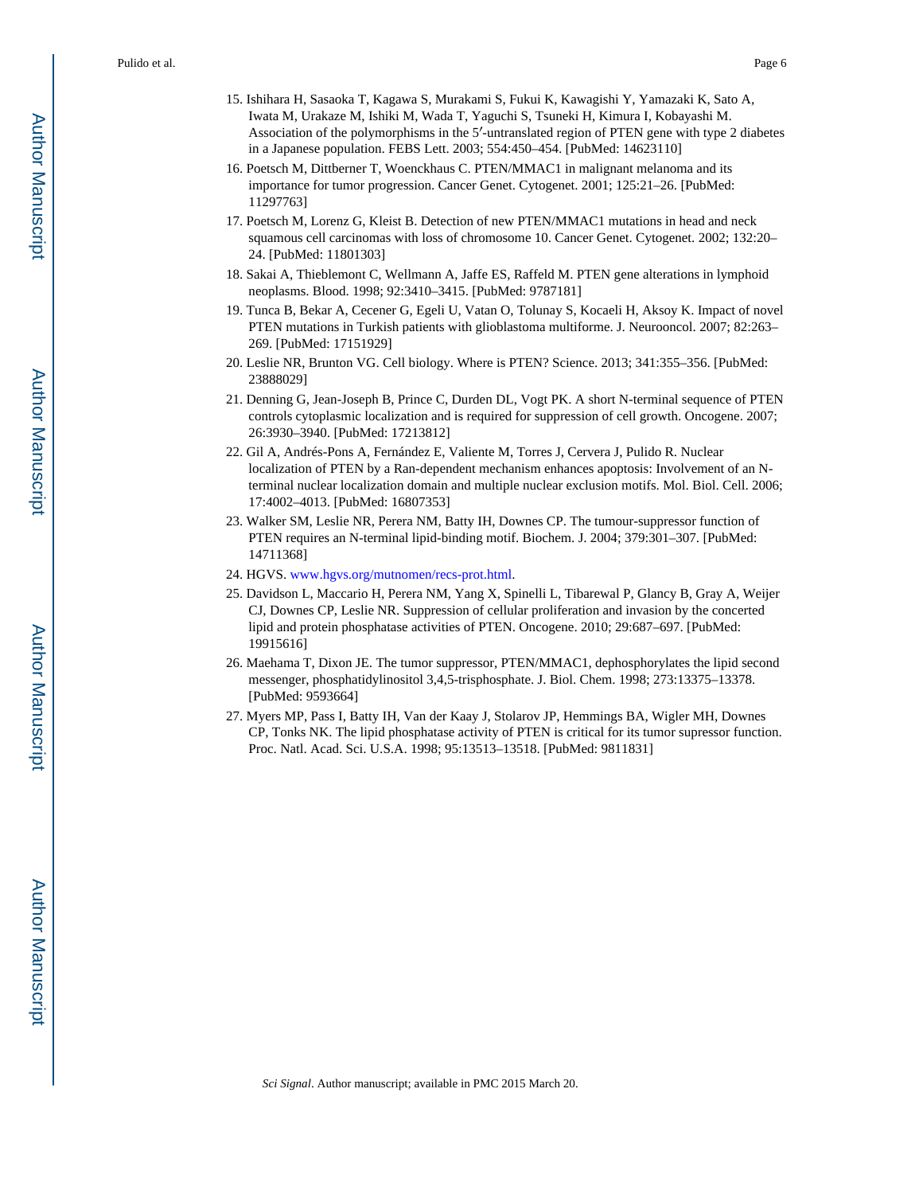15. Ishihara H, Sasaoka T, Kagawa S, Murakami S, Fukui K, Kawagishi Y, Yamazaki K, Sato A, Iwata M, Urakaze M, Ishiki M, Wada T, Yaguchi S, Tsuneki H, Kimura I, Kobayashi M. Association of the polymorphisms in the 5′-untranslated region of PTEN gene with type 2 diabetes in a Japanese population. FEBS Lett. 2003; 554:450–454. [PubMed: 14623110]
16. Poetsch M, Dittberner T, Woenckhaus C. PTEN/MMAC1 in malignant melanoma and its importance for tumor progression. Cancer Genet. Cytogenet. 2001; 125:21–26. [PubMed: 11297763]
17. Poetsch M, Lorenz G, Kleist B. Detection of new PTEN/MMAC1 mutations in head and neck squamous cell carcinomas with loss of chromosome 10. Cancer Genet. Cytogenet. 2002; 132:20–24. [PubMed: 11801303]
18. Sakai A, Thieblemont C, Wellmann A, Jaffe ES, Raffeld M. PTEN gene alterations in lymphoid neoplasms. Blood. 1998; 92:3410–3415. [PubMed: 9787181]
19. Tunca B, Bekar A, Cecener G, Egeli U, Vatan O, Tolunay S, Kocaeli H, Aksoy K. Impact of novel PTEN mutations in Turkish patients with glioblastoma multiforme. J. Neurooncol. 2007; 82:263–269. [PubMed: 17151929]
20. Leslie NR, Brunton VG. Cell biology. Where is PTEN? Science. 2013; 341:355–356. [PubMed: 23888029]
21. Denning G, Jean-Joseph B, Prince C, Durden DL, Vogt PK. A short N-terminal sequence of PTEN controls cytoplasmic localization and is required for suppression of cell growth. Oncogene. 2007; 26:3930–3940. [PubMed: 17213812]
22. Gil A, Andrés-Pons A, Fernández E, Valiente M, Torres J, Cervera J, Pulido R. Nuclear localization of PTEN by a Ran-dependent mechanism enhances apoptosis: Involvement of an N-terminal nuclear localization domain and multiple nuclear exclusion motifs. Mol. Biol. Cell. 2006; 17:4002–4013. [PubMed: 16807353]
23. Walker SM, Leslie NR, Perera NM, Batty IH, Downes CP. The tumour-suppressor function of PTEN requires an N-terminal lipid-binding motif. Biochem. J. 2004; 379:301–307. [PubMed: 14711368]
24. HGVS. www.hgvs.org/mutnomen/recs-prot.html.
25. Davidson L, Maccario H, Perera NM, Yang X, Spinelli L, Tibarewal P, Glancy B, Gray A, Weijer CJ, Downes CP, Leslie NR. Suppression of cellular proliferation and invasion by the concerted lipid and protein phosphatase activities of PTEN. Oncogene. 2010; 29:687–697. [PubMed: 19915616]
26. Maehama T, Dixon JE. The tumor suppressor, PTEN/MMAC1, dephosphorylates the lipid second messenger, phosphatidylinositol 3,4,5-trisphosphate. J. Biol. Chem. 1998; 273:13375–13378. [PubMed: 9593664]
27. Myers MP, Pass I, Batty IH, Van der Kaay J, Stolarov JP, Hemmings BA, Wigler MH, Downes CP, Tonks NK. The lipid phosphatase activity of PTEN is critical for its tumor supressor function. Proc. Natl. Acad. Sci. U.S.A. 1998; 95:13513–13518. [PubMed: 9811831]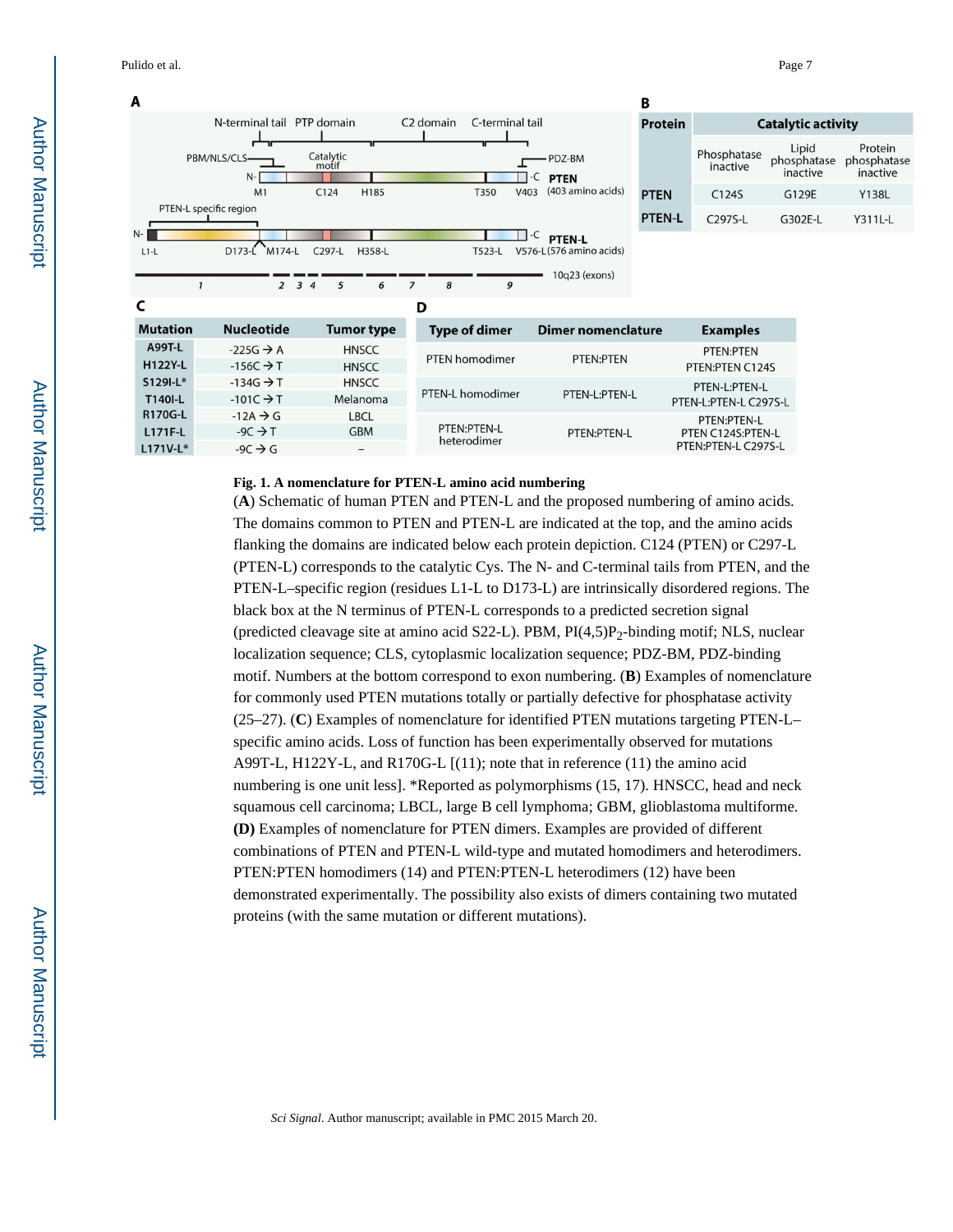A

N-terminal tail PTP domain C2 domain C-terminal tail

PBM/NLS/CLS

Catalytic motif

PDZ-BM

N- -C PTEN (403 amino acids)

M1 C124 H185 T350 V403

PTEN-L specific region

N- -C PTEN-L

L1-L D173-L M174-L C297-L H358-L T523-L V576-L (576 amino acids)

10q23 (exons)

1 2 3 4 5 6 7 8 9

B

| Protein | Catalytic activity | | |
|---|---|---|---|
| | Phosphatase inactive | Lipid phosphatase inactive | Protein phosphatase inactive |
| PTEN | C124S | G129E | Y138L |
| PTEN-L | C297S-L | G302E-L | Y311L-L |

C

| Mutation | Nucleotide | Tumor type |
|---|---|---|
| A99T-L | -225G → A | HNSCC |
| H122Y-L | -156C → T | HNSCC |
| S129I-L* | -134G → T | HNSCC |
| T140I-L | -101C → T | Melanoma |
| R170G-L | -12A → G | LBCL |
| L171F-L | -9C → T | GBM |
| L171V-L* | -9C → G | – |

D

| Type of dimer | Dimer nomenclature | Examples |
|---|---|---|
| PTEN homodimer | PTEN:PTEN | PTEN:PTEN<br>PTEN:PTEN C124S |
| PTEN-L homodimer | PTEN-L:PTEN-L | PTEN-L:PTEN-L<br>PTEN-L:PTEN-L C297S-L |
| PTEN:PTEN-L heterodimer | PTEN:PTEN-L | PTEN:PTEN-L<br>PTEN C124S:PTEN-L<br>PTEN:PTEN-L C297S-L |

**Fig. 1. A nomenclature for PTEN-L amino acid numbering**

(**A**) Schematic of human PTEN and PTEN-L and the proposed numbering of amino acids. The domains common to PTEN and PTEN-L are indicated at the top, and the amino acids flanking the domains are indicated below each protein depiction. C124 (PTEN) or C297-L (PTEN-L) corresponds to the catalytic Cys. The N- and C-terminal tails from PTEN, and the PTEN-L–specific region (residues L1-L to D173-L) are intrinsically disordered regions. The black box at the N terminus of PTEN-L corresponds to a predicted secretion signal (predicted cleavage site at amino acid S22-L). PBM, PI(4,5)$P_2$-binding motif; NLS, nuclear localization sequence; CLS, cytoplasmic localization sequence; PDZ-BM, PDZ-binding motif. Numbers at the bottom correspond to exon numbering. (**B**) Examples of nomenclature for commonly used PTEN mutations totally or partially defective for phosphatase activity (25–27). (**C**) Examples of nomenclature for identified PTEN mutations targeting PTEN-L–specific amino acids. Loss of function has been experimentally observed for mutations A99T-L, H122Y-L, and R170G-L [(11); note that in reference (11) the amino acid numbering is one unit less]. *Reported as polymorphisms (15, 17). HNSCC, head and neck squamous cell carcinoma; LBCL, large B cell lymphoma; GBM, glioblastoma multiforme. **(D)** Examples of nomenclature for PTEN dimers. Examples are provided of different combinations of PTEN and PTEN-L wild-type and mutated homodimers and heterodimers. PTEN:PTEN homodimers (14) and PTEN:PTEN-L heterodimers (12) have been demonstrated experimentally. The possibility also exists of dimers containing two mutated proteins (with the same mutation or different mutations).